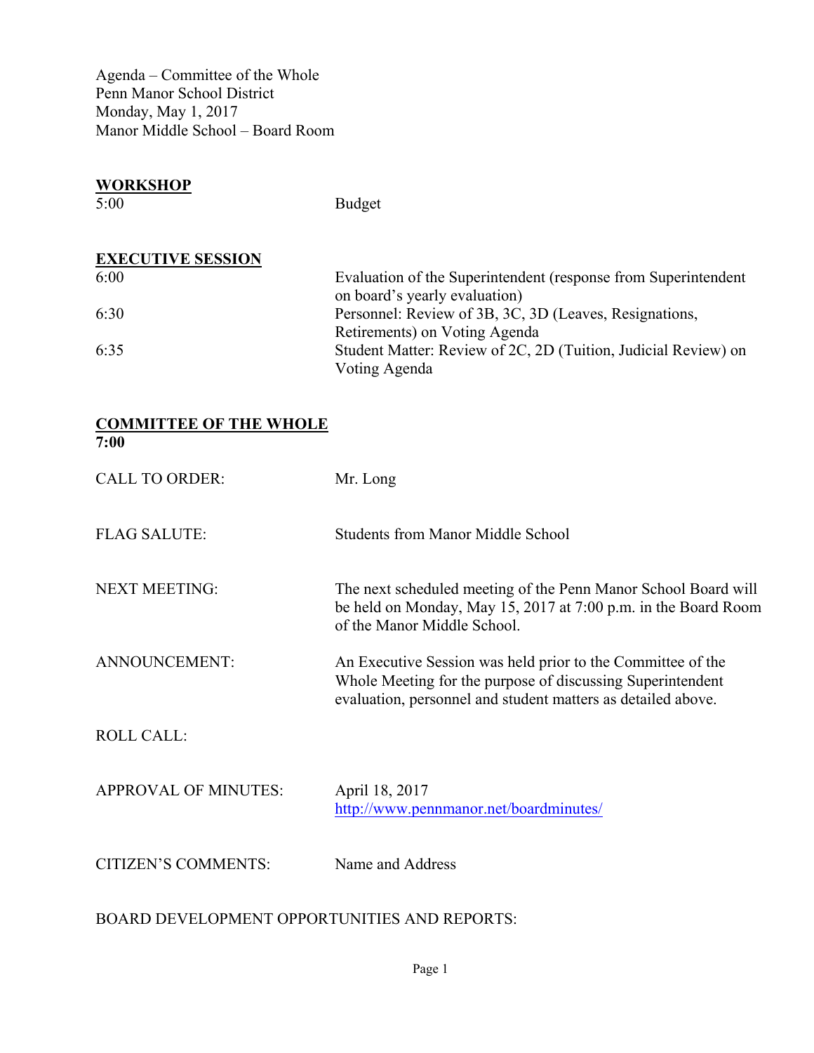Agenda – Committee of the Whole
Penn Manor School District
Monday, May 1, 2017
Manor Middle School – Board Room

## WORKSHOP

| | |
|---|---|
| 5:00 | Budget |

## EXECUTIVE SESSION

| | |
|---|---|
| 6:00 | Evaluation of the Superintendent (response from Superintendent on board's yearly evaluation) |
| 6:30 | Personnel: Review of 3B, 3C, 3D (Leaves, Resignations, Retirements) on Voting Agenda |
| 6:35 | Student Matter: Review of 2C, 2D (Tuition, Judicial Review) on Voting Agenda |

## COMMITTEE OF THE WHOLE

**7:00**

CALL TO ORDER: Mr. Long

FLAG SALUTE: Students from Manor Middle School

NEXT MEETING: The next scheduled meeting of the Penn Manor School Board will be held on Monday, May 15, 2017 at 7:00 p.m. in the Board Room of the Manor Middle School.

ANNOUNCEMENT: An Executive Session was held prior to the Committee of the Whole Meeting for the purpose of discussing Superintendent evaluation, personnel and student matters as detailed above.

ROLL CALL:

APPROVAL OF MINUTES: April 18, 2017
http://www.pennmanor.net/boardminutes/

CITIZEN'S COMMENTS: Name and Address

BOARD DEVELOPMENT OPPORTUNITIES AND REPORTS: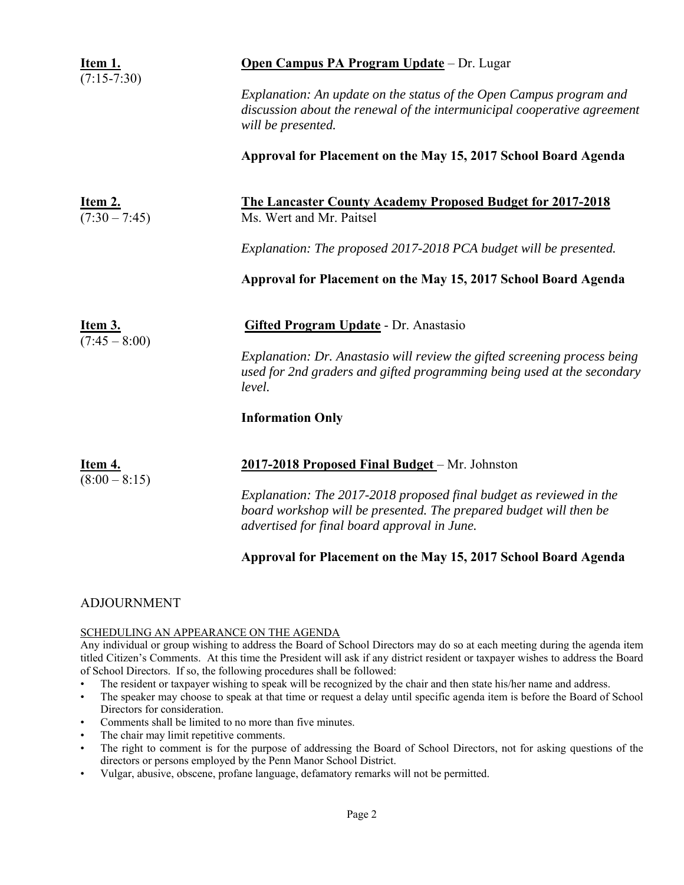**Item 1.**
(7:15-7:30)

**Open Campus PA Program Update** – Dr. Lugar

*Explanation: An update on the status of the Open Campus program and discussion about the renewal of the intermunicipal cooperative agreement will be presented.*

**Approval for Placement on the May 15, 2017 School Board Agenda**

**Item 2.**
(7:30 – 7:45)

**The Lancaster County Academy Proposed Budget for 2017-2018**
Ms. Wert and Mr. Paitsel

*Explanation: The proposed 2017-2018 PCA budget will be presented.*

**Approval for Placement on the May 15, 2017 School Board Agenda**

**Item 3.**
(7:45 – 8:00)

**Gifted Program Update** - Dr. Anastasio

*Explanation: Dr. Anastasio will review the gifted screening process being used for 2nd graders and gifted programming being used at the secondary level.*

**Information Only**

**Item 4.**
(8:00 – 8:15)

**2017-2018 Proposed Final Budget** – Mr. Johnston

*Explanation: The 2017-2018 proposed final budget as reviewed in the board workshop will be presented. The prepared budget will then be advertised for final board approval in June.*

**Approval for Placement on the May 15, 2017 School Board Agenda**

## ADJOURNMENT

SCHEDULING AN APPEARANCE ON THE AGENDA

Any individual or group wishing to address the Board of School Directors may do so at each meeting during the agenda item titled Citizen's Comments. At this time the President will ask if any district resident or taxpayer wishes to address the Board of School Directors. If so, the following procedures shall be followed:

- The resident or taxpayer wishing to speak will be recognized by the chair and then state his/her name and address.
- The speaker may choose to speak at that time or request a delay until specific agenda item is before the Board of School Directors for consideration.
- Comments shall be limited to no more than five minutes.
- The chair may limit repetitive comments.
- The right to comment is for the purpose of addressing the Board of School Directors, not for asking questions of the directors or persons employed by the Penn Manor School District.
- Vulgar, abusive, obscene, profane language, defamatory remarks will not be permitted.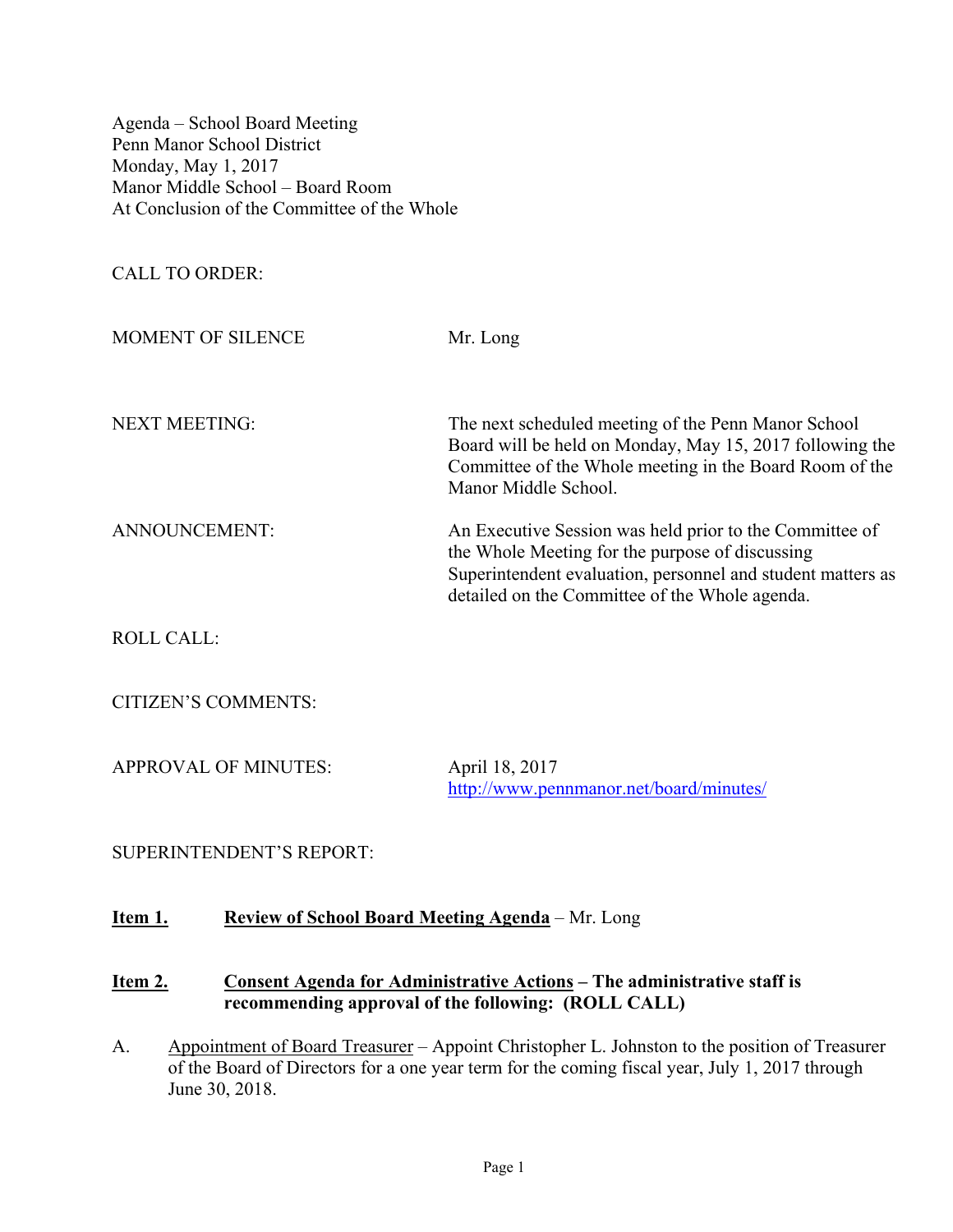Agenda – School Board Meeting
Penn Manor School District
Monday, May 1, 2017
Manor Middle School – Board Room
At Conclusion of the Committee of the Whole

CALL TO ORDER:

MOMENT OF SILENCE — Mr. Long

NEXT MEETING: The next scheduled meeting of the Penn Manor School Board will be held on Monday, May 15, 2017 following the Committee of the Whole meeting in the Board Room of the Manor Middle School.

ANNOUNCEMENT: An Executive Session was held prior to the Committee of the Whole Meeting for the purpose of discussing Superintendent evaluation, personnel and student matters as detailed on the Committee of the Whole agenda.

ROLL CALL:

CITIZEN'S COMMENTS:

APPROVAL OF MINUTES: April 18, 2017
http://www.pennmanor.net/board/minutes/

SUPERINTENDENT'S REPORT:

**Item 1.** **Review of School Board Meeting Agenda** – Mr. Long

**Item 2.** **Consent Agenda for Administrative Actions – The administrative staff is recommending approval of the following: (ROLL CALL)**

A. Appointment of Board Treasurer – Appoint Christopher L. Johnston to the position of Treasurer of the Board of Directors for a one year term for the coming fiscal year, July 1, 2017 through June 30, 2018.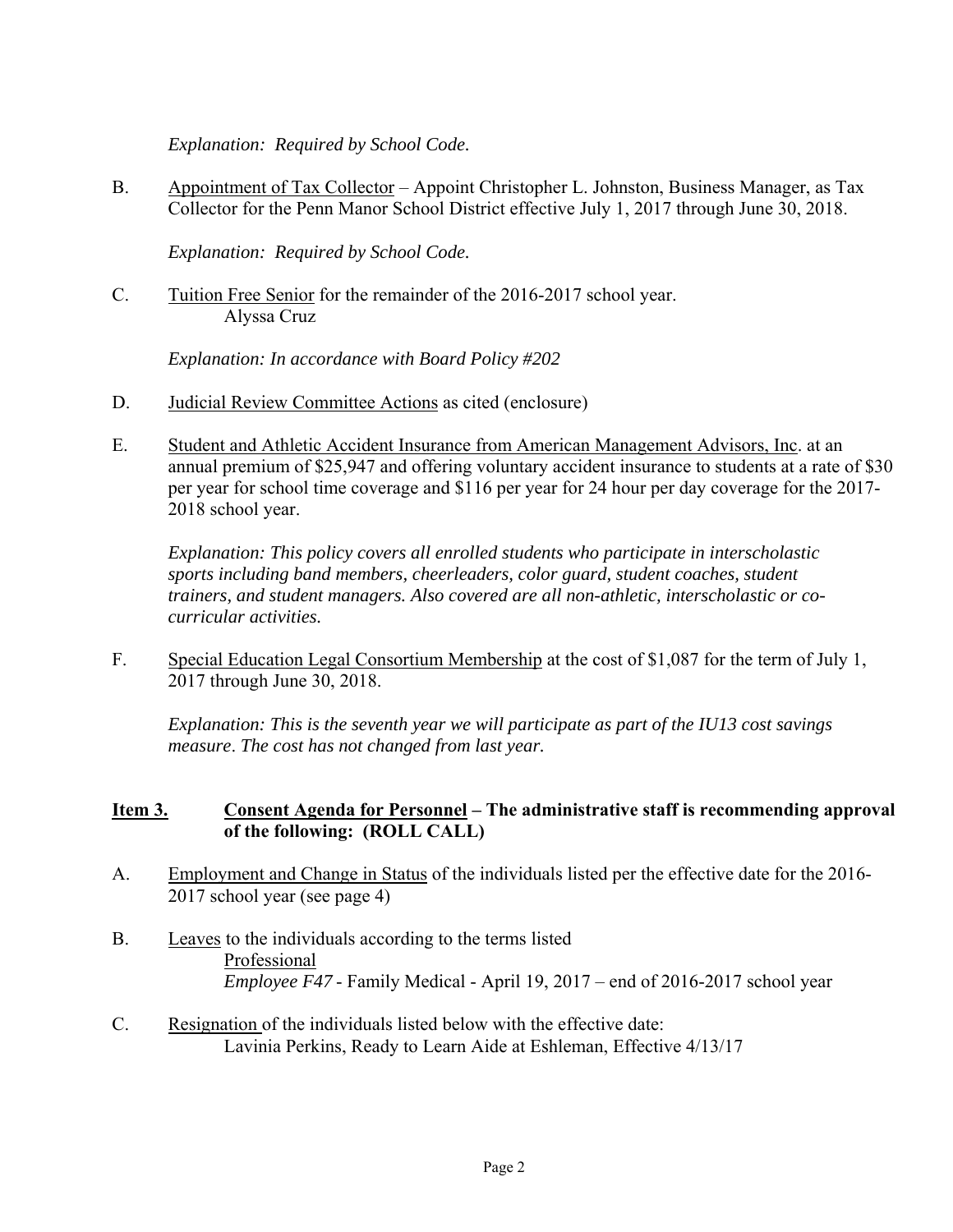*Explanation: Required by School Code.*

B. Appointment of Tax Collector – Appoint Christopher L. Johnston, Business Manager, as Tax Collector for the Penn Manor School District effective July 1, 2017 through June 30, 2018.

*Explanation: Required by School Code.*

C. Tuition Free Senior for the remainder of the 2016-2017 school year.
Alyssa Cruz

*Explanation: In accordance with Board Policy #202*

D. Judicial Review Committee Actions as cited (enclosure)

E. Student and Athletic Accident Insurance from American Management Advisors, Inc. at an annual premium of $25,947 and offering voluntary accident insurance to students at a rate of $30 per year for school time coverage and $116 per year for 24 hour per day coverage for the 2017-2018 school year.

*Explanation: This policy covers all enrolled students who participate in interscholastic sports including band members, cheerleaders, color guard, student coaches, student trainers, and student managers. Also covered are all non-athletic, interscholastic or co-curricular activities.*

F. Special Education Legal Consortium Membership at the cost of $1,087 for the term of July 1, 2017 through June 30, 2018.

*Explanation: This is the seventh year we will participate as part of the IU13 cost savings measure. The cost has not changed from last year.*

**Item 3. Consent Agenda for Personnel – The administrative staff is recommending approval of the following: (ROLL CALL)**

A. Employment and Change in Status of the individuals listed per the effective date for the 2016-2017 school year (see page 4)

B. Leaves to the individuals according to the terms listed
Professional
*Employee F47* - Family Medical - April 19, 2017 – end of 2016-2017 school year

C. Resignation of the individuals listed below with the effective date:
Lavinia Perkins, Ready to Learn Aide at Eshleman, Effective 4/13/17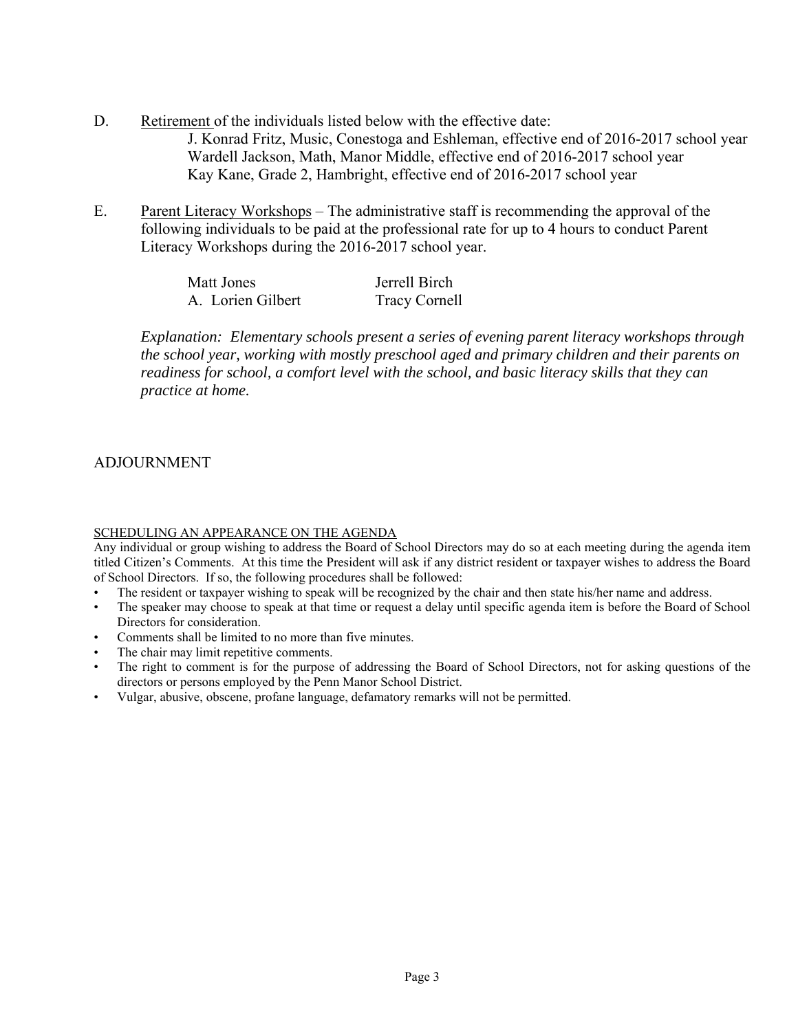D. <u>Retirement</u> of the individuals listed below with the effective date:

J. Konrad Fritz, Music, Conestoga and Eshleman, effective end of 2016-2017 school year
Wardell Jackson, Math, Manor Middle, effective end of 2016-2017 school year
Kay Kane, Grade 2, Hambright, effective end of 2016-2017 school year

E. <u>Parent Literacy Workshops</u> – The administrative staff is recommending the approval of the following individuals to be paid at the professional rate for up to 4 hours to conduct Parent Literacy Workshops during the 2016-2017 school year.

| | |
|---|---|
| Matt Jones | Jerrell Birch |
| A. Lorien Gilbert | Tracy Cornell |

*Explanation: Elementary schools present a series of evening parent literacy workshops through the school year, working with mostly preschool aged and primary children and their parents on readiness for school, a comfort level with the school, and basic literacy skills that they can practice at home.*

## ADJOURNMENT

<u>SCHEDULING AN APPEARANCE ON THE AGENDA</u>

Any individual or group wishing to address the Board of School Directors may do so at each meeting during the agenda item titled Citizen's Comments. At this time the President will ask if any district resident or taxpayer wishes to address the Board of School Directors. If so, the following procedures shall be followed:

- The resident or taxpayer wishing to speak will be recognized by the chair and then state his/her name and address.
- The speaker may choose to speak at that time or request a delay until specific agenda item is before the Board of School Directors for consideration.
- Comments shall be limited to no more than five minutes.
- The chair may limit repetitive comments.
- The right to comment is for the purpose of addressing the Board of School Directors, not for asking questions of the directors or persons employed by the Penn Manor School District.
- Vulgar, abusive, obscene, profane language, defamatory remarks will not be permitted.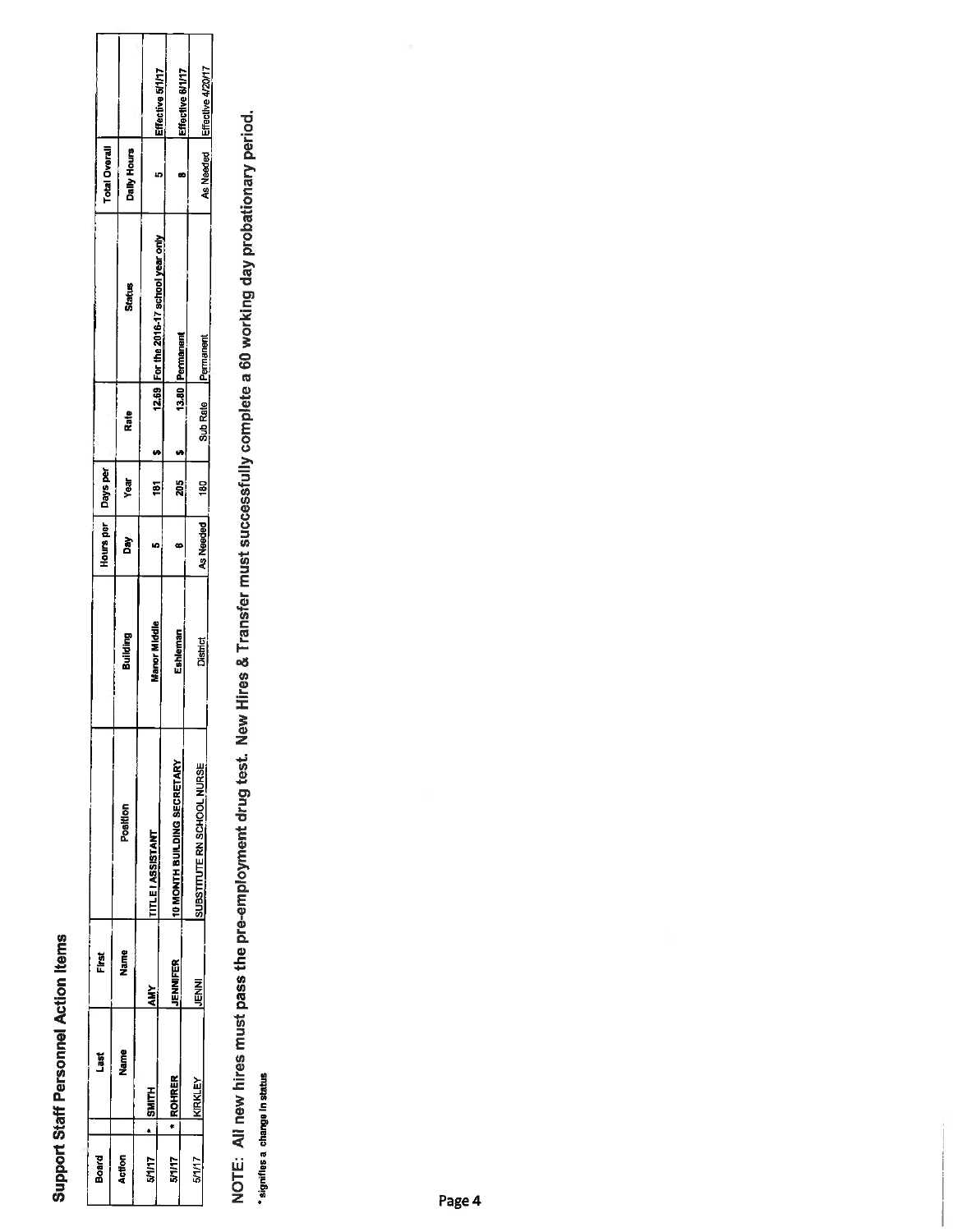## Support Staff Personnel Action Items

| Board Action | | Last Name | First Name | Position | Building | Hours per Day | Days per Year | Rate | Status | Total Overall Daily Hours | |
|---|---|---|---|---|---|---|---|---|---|---|---|
| 5/1/17 | * | SMITH | AMY | TITLE I ASSISTANT | Manor Middle | 5 | 181 | $ 12.69 | For the 2016-17 school year only | 5 | Effective 5/1/17 |
| 5/1/17 | * | ROHRER | JENNIFER | 10 MONTH BUILDING SECRETARY | Eshleman | 8 | 205 | $ 13.80 | Permanent | 8 | Effective 6/1/17 |
| 5/1/17 | | KIRKLEY | JENNI | SUBSTITUTE RN SCHOOL NURSE | District | As Needed | 180 | Sub Rate | Permanent | As Needed | Effective 4/20/17 |

NOTE: All new hires must pass the pre-employment drug test. New Hires & Transfer must successfully complete a 60 working day probationary period.

* signifies a change in status